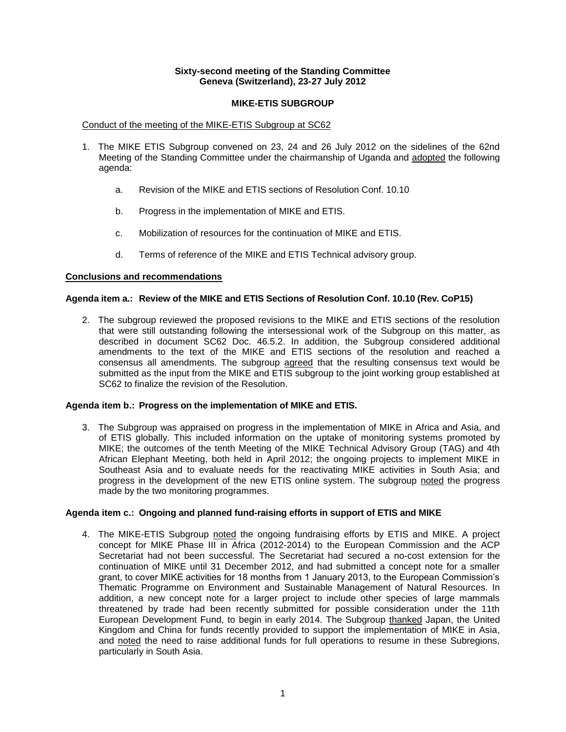**Sixty-second meeting of the Standing Committee**
**Geneva (Switzerland), 23-27 July 2012**

**MIKE-ETIS SUBGROUP**

Conduct of the meeting of the MIKE-ETIS Subgroup at SC62

1. The MIKE ETIS Subgroup convened on 23, 24 and 26 July 2012 on the sidelines of the 62nd Meeting of the Standing Committee under the chairmanship of Uganda and adopted the following agenda:

   a. Revision of the MIKE and ETIS sections of Resolution Conf. 10.10

   b. Progress in the implementation of MIKE and ETIS.

   c. Mobilization of resources for the continuation of MIKE and ETIS.

   d. Terms of reference of the MIKE and ETIS Technical advisory group.

**Conclusions and recommendations**

**Agenda item a.: Review of the MIKE and ETIS Sections of Resolution Conf. 10.10 (Rev. CoP15)**

2. The subgroup reviewed the proposed revisions to the MIKE and ETIS sections of the resolution that were still outstanding following the intersessional work of the Subgroup on this matter, as described in document SC62 Doc. 46.5.2. In addition, the Subgroup considered additional amendments to the text of the MIKE and ETIS sections of the resolution and reached a consensus all amendments. The subgroup agreed that the resulting consensus text would be submitted as the input from the MIKE and ETIS subgroup to the joint working group established at SC62 to finalize the revision of the Resolution.

**Agenda item b.: Progress on the implementation of MIKE and ETIS.**

3. The Subgroup was appraised on progress in the implementation of MIKE in Africa and Asia, and of ETIS globally. This included information on the uptake of monitoring systems promoted by MIKE; the outcomes of the tenth Meeting of the MIKE Technical Advisory Group (TAG) and 4th African Elephant Meeting, both held in April 2012; the ongoing projects to implement MIKE in Southeast Asia and to evaluate needs for the reactivating MIKE activities in South Asia; and progress in the development of the new ETIS online system. The subgroup noted the progress made by the two monitoring programmes.

**Agenda item c.: Ongoing and planned fund-raising efforts in support of ETIS and MIKE**

4. The MIKE-ETIS Subgroup noted the ongoing fundraising efforts by ETIS and MIKE. A project concept for MIKE Phase III in Africa (2012-2014) to the European Commission and the ACP Secretariat had not been successful. The Secretariat had secured a no-cost extension for the continuation of MIKE until 31 December 2012, and had submitted a concept note for a smaller grant, to cover MIKE activities for 18 months from 1 January 2013, to the European Commission's Thematic Programme on Environment and Sustainable Management of Natural Resources. In addition, a new concept note for a larger project to include other species of large mammals threatened by trade had been recently submitted for possible consideration under the 11th European Development Fund, to begin in early 2014. The Subgroup thanked Japan, the United Kingdom and China for funds recently provided to support the implementation of MIKE in Asia, and noted the need to raise additional funds for full operations to resume in these Subregions, particularly in South Asia.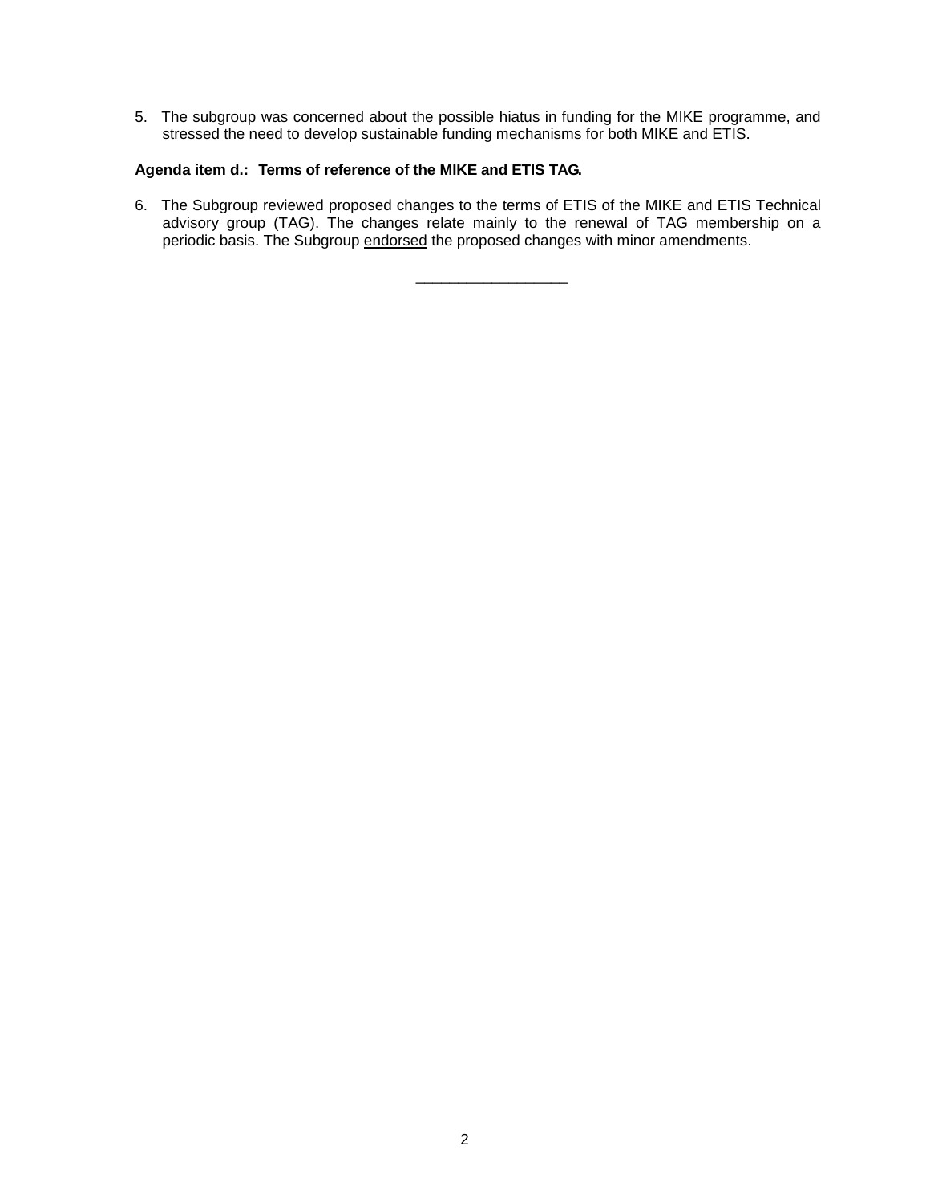5. The subgroup was concerned about the possible hiatus in funding for the MIKE programme, and stressed the need to develop sustainable funding mechanisms for both MIKE and ETIS.

**Agenda item d.: Terms of reference of the MIKE and ETIS TAG.**

6. The Subgroup reviewed proposed changes to the terms of ETIS of the MIKE and ETIS Technical advisory group (TAG). The changes relate mainly to the renewal of TAG membership on a periodic basis. The Subgroup <u>endorsed</u> the proposed changes with minor amendments.

___________________